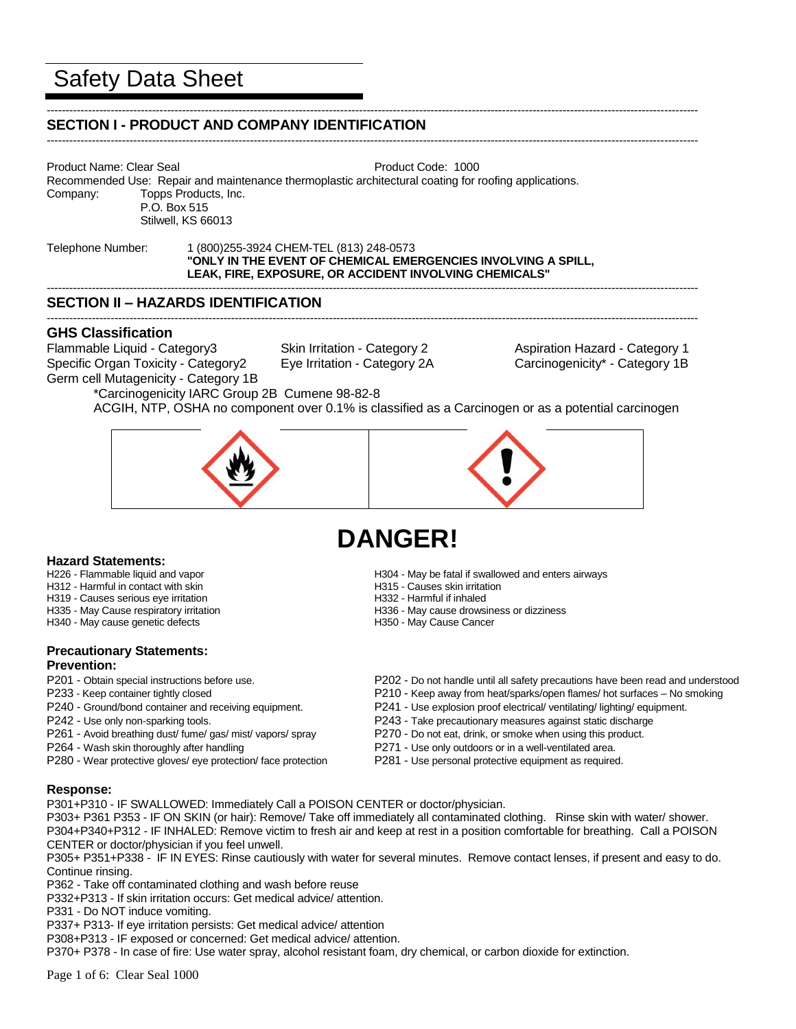# Safety Data Sheet

## SECTION I - PRODUCT AND COMPANY IDENTIFICATION

Product Name: Clear Seal    Product Code: 1000

Recommended Use: Repair and maintenance thermoplastic architectural coating for roofing applications.

Company: Topps Products, Inc.
P.O. Box 515
Stilwell, KS 66013

Telephone Number: 1 (800)255-3924 CHEM-TEL (813) 248-0573
**"ONLY IN THE EVENT OF CHEMICAL EMERGENCIES INVOLVING A SPILL, LEAK, FIRE, EXPOSURE, OR ACCIDENT INVOLVING CHEMICALS"**

## SECTION II – HAZARDS IDENTIFICATION

### GHS Classification

Flammable Liquid - Category3
Skin Irritation - Category 2
Aspiration Hazard - Category 1
Specific Organ Toxicity - Category2
Eye Irritation - Category 2A
Carcinogenicity* - Category 1B
Germ cell Mutagenicity - Category 1B

*Carcinogenicity IARC Group 2B Cumene 98-82-8
ACGIH, NTP, OSHA no component over 0.1% is classified as a Carcinogen or as a potential carcinogen

# DANGER!

### Hazard Statements:

H226 - Flammable liquid and vapor
H312 - Harmful in contact with skin
H319 - Causes serious eye irritation
H335 - May Cause respiratory irritation
H340 - May cause genetic defects
H304 - May be fatal if swallowed and enters airways
H315 - Causes skin irritation
H332 - Harmful if inhaled
H336 - May cause drowsiness or dizziness
H350 - May Cause Cancer

### Precautionary Statements:

**Prevention:**

P201 - Obtain special instructions before use.
P233 - Keep container tightly closed
P240 - Ground/bond container and receiving equipment.
P242 - Use only non-sparking tools.
P261 - Avoid breathing dust/ fume/ gas/ mist/ vapors/ spray
P264 - Wash skin thoroughly after handling
P280 - Wear protective gloves/ eye protection/ face protection
P202 - Do not handle until all safety precautions have been read and understood
P210 - Keep away from heat/sparks/open flames/ hot surfaces – No smoking
P241 - Use explosion proof electrical/ ventilating/ lighting/ equipment.
P243 - Take precautionary measures against static discharge
P270 - Do not eat, drink, or smoke when using this product.
P271 - Use only outdoors or in a well-ventilated area.
P281 - Use personal protective equipment as required.

**Response:**

P301+P310 - IF SWALLOWED: Immediately Call a POISON CENTER or doctor/physician.
P303+ P361 P353 - IF ON SKIN (or hair): Remove/ Take off immediately all contaminated clothing. Rinse skin with water/ shower.
P304+P340+P312 - IF INHALED: Remove victim to fresh air and keep at rest in a position comfortable for breathing. Call a POISON CENTER or doctor/physician if you feel unwell.
P305+ P351+P338 - IF IN EYES: Rinse cautiously with water for several minutes. Remove contact lenses, if present and easy to do. Continue rinsing.
P362 - Take off contaminated clothing and wash before reuse
P332+P313 - If skin irritation occurs: Get medical advice/ attention.
P331 - Do NOT induce vomiting.
P337+ P313- If eye irritation persists: Get medical advice/ attention
P308+P313 - IF exposed or concerned: Get medical advice/ attention.
P370+ P378 - In case of fire: Use water spray, alcohol resistant foam, dry chemical, or carbon dioxide for extinction.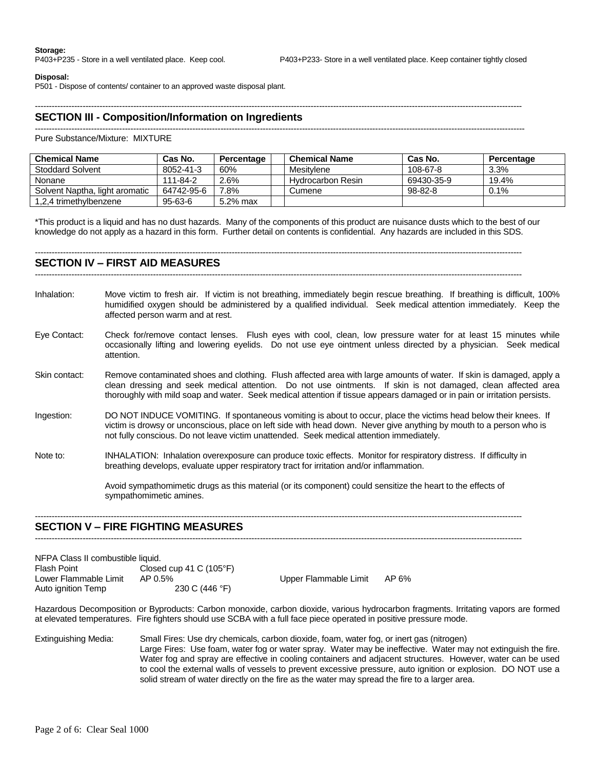**Storage:**

P403+P235 - Store in a well ventilated place. Keep cool.

P403+P233- Store in a well ventilated place. Keep container tightly closed

**Disposal:**

P501 - Dispose of contents/ container to an approved waste disposal plant.

## SECTION III - Composition/Information on Ingredients

Pure Substance/Mixture: MIXTURE

| Chemical Name | Cas No. | Percentage | | Chemical Name | Cas No. | Percentage |
|---|---|---|---|---|---|---|
| Stoddard Solvent | 8052-41-3 | 60% | | Mesitylene | 108-67-8 | 3.3% |
| Nonane | 111-84-2 | 2.6% | | Hydrocarbon Resin | 69430-35-9 | 19.4% |
| Solvent Naptha, light aromatic | 64742-95-6 | 7.8% | | Cumene | 98-82-8 | 0.1% |
| 1,2,4 trimethylbenzene | 95-63-6 | 5.2% max | | | | |

*This product is a liquid and has no dust hazards. Many of the components of this product are nuisance dusts which to the best of our knowledge do not apply as a hazard in this form. Further detail on contents is confidential. Any hazards are included in this SDS.

## SECTION IV – FIRST AID MEASURES

Inhalation: Move victim to fresh air. If victim is not breathing, immediately begin rescue breathing. If breathing is difficult, 100% humidified oxygen should be administered by a qualified individual. Seek medical attention immediately. Keep the affected person warm and at rest.

Eye Contact: Check for/remove contact lenses. Flush eyes with cool, clean, low pressure water for at least 15 minutes while occasionally lifting and lowering eyelids. Do not use eye ointment unless directed by a physician. Seek medical attention.

Skin contact: Remove contaminated shoes and clothing. Flush affected area with large amounts of water. If skin is damaged, apply a clean dressing and seek medical attention. Do not use ointments. If skin is not damaged, clean affected area thoroughly with mild soap and water. Seek medical attention if tissue appears damaged or in pain or irritation persists.

Ingestion: DO NOT INDUCE VOMITING. If spontaneous vomiting is about to occur, place the victims head below their knees. If victim is drowsy or unconscious, place on left side with head down. Never give anything by mouth to a person who is not fully conscious. Do not leave victim unattended. Seek medical attention immediately.

Note to: INHALATION: Inhalation overexposure can produce toxic effects. Monitor for respiratory distress. If difficulty in breathing develops, evaluate upper respiratory tract for irritation and/or inflammation.

Avoid sympathomimetic drugs as this material (or its component) could sensitize the heart to the effects of sympathomimetic amines.

## SECTION V – FIRE FIGHTING MEASURES

NFPA Class II combustible liquid.

Flash Point: Closed cup 41 C (105°F)

Lower Flammable Limit: AP 0.5%

Upper Flammable Limit: AP 6%

Auto ignition Temp: 230 C (446 °F)

Hazardous Decomposition or Byproducts: Carbon monoxide, carbon dioxide, various hydrocarbon fragments. Irritating vapors are formed at elevated temperatures. Fire fighters should use SCBA with a full face piece operated in positive pressure mode.

Extinguishing Media: Small Fires: Use dry chemicals, carbon dioxide, foam, water fog, or inert gas (nitrogen)
Large Fires: Use foam, water fog or water spray. Water may be ineffective. Water may not extinguish the fire. Water fog and spray are effective in cooling containers and adjacent structures. However, water can be used to cool the external walls of vessels to prevent excessive pressure, auto ignition or explosion. DO NOT use a solid stream of water directly on the fire as the water may spread the fire to a larger area.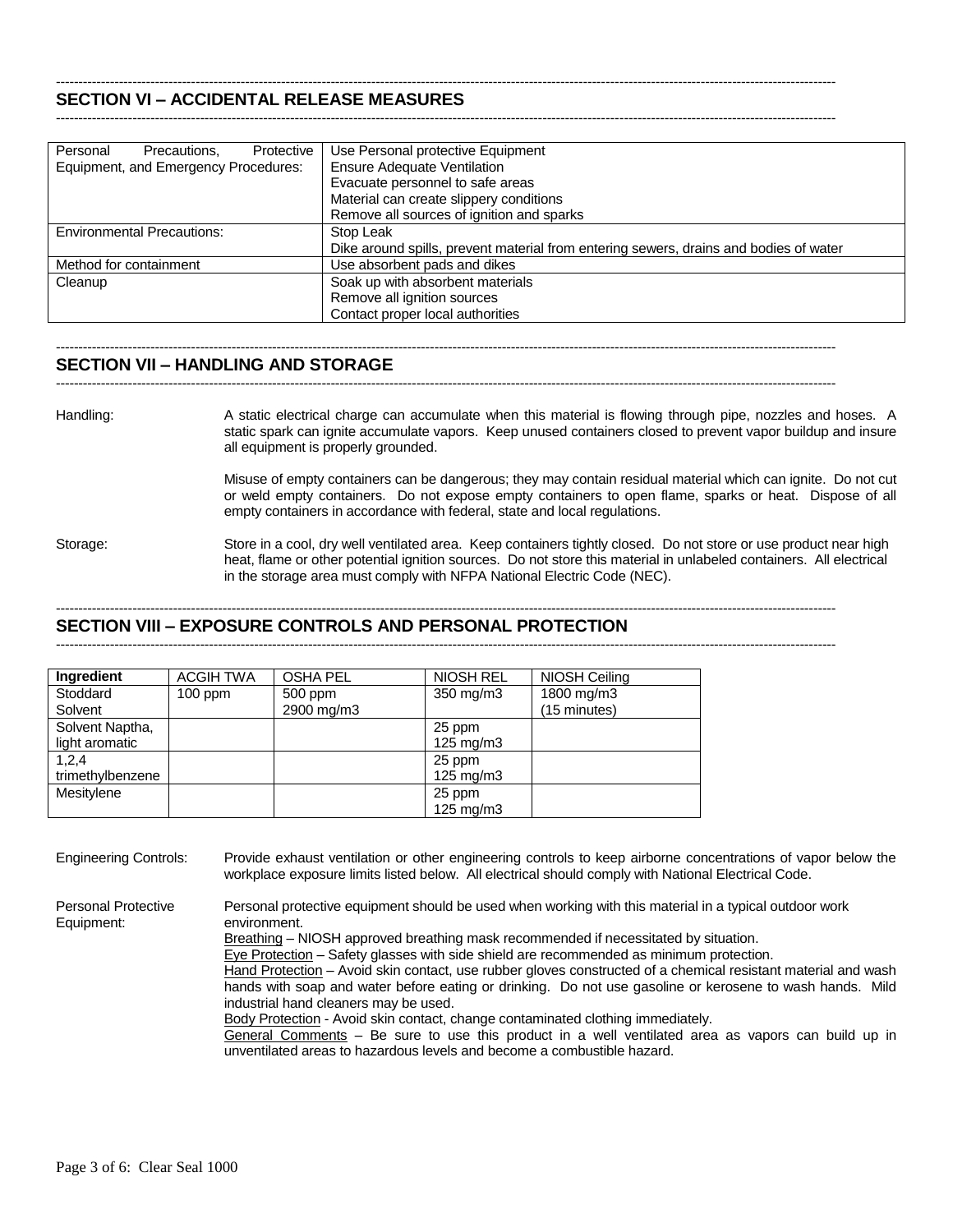## SECTION VI – ACCIDENTAL RELEASE MEASURES

| | |
|---|---|
| Personal Precautions, Protective Equipment, and Emergency Procedures: | Use Personal protective Equipment<br>Ensure Adequate Ventilation<br>Evacuate personnel to safe areas<br>Material can create slippery conditions<br>Remove all sources of ignition and sparks |
| Environmental Precautions: | Stop Leak<br>Dike around spills, prevent material from entering sewers, drains and bodies of water |
| Method for containment | Use absorbent pads and dikes |
| Cleanup | Soak up with absorbent materials<br>Remove all ignition sources<br>Contact proper local authorities |

## SECTION VII – HANDLING AND STORAGE

Handling: A static electrical charge can accumulate when this material is flowing through pipe, nozzles and hoses. A static spark can ignite accumulate vapors. Keep unused containers closed to prevent vapor buildup and insure all equipment is properly grounded.

Misuse of empty containers can be dangerous; they may contain residual material which can ignite. Do not cut or weld empty containers. Do not expose empty containers to open flame, sparks or heat. Dispose of all empty containers in accordance with federal, state and local regulations.

Storage: Store in a cool, dry well ventilated area. Keep containers tightly closed. Do not store or use product near high heat, flame or other potential ignition sources. Do not store this material in unlabeled containers. All electrical in the storage area must comply with NFPA National Electric Code (NEC).

## SECTION VIII – EXPOSURE CONTROLS AND PERSONAL PROTECTION

| Ingredient | ACGIH TWA | OSHA PEL | NIOSH REL | NIOSH Ceiling |
|---|---|---|---|---|
| Stoddard Solvent | 100 ppm | 500 ppm<br>2900 mg/m3 | 350 mg/m3 | 1800 mg/m3<br>(15 minutes) |
| Solvent Naptha, light aromatic | | | 25 ppm<br>125 mg/m3 | |
| 1,2,4 trimethylbenzene | | | 25 ppm<br>125 mg/m3 | |
| Mesitylene | | | 25 ppm<br>125 mg/m3 | |

Engineering Controls: Provide exhaust ventilation or other engineering controls to keep airborne concentrations of vapor below the workplace exposure limits listed below. All electrical should comply with National Electrical Code.

Personal Protective Equipment: Personal protective equipment should be used when working with this material in a typical outdoor work environment.

Breathing – NIOSH approved breathing mask recommended if necessitated by situation.
Eye Protection – Safety glasses with side shield are recommended as minimum protection.
Hand Protection – Avoid skin contact, use rubber gloves constructed of a chemical resistant material and wash hands with soap and water before eating or drinking. Do not use gasoline or kerosene to wash hands. Mild industrial hand cleaners may be used.
Body Protection - Avoid skin contact, change contaminated clothing immediately.
General Comments – Be sure to use this product in a well ventilated area as vapors can build up in unventilated areas to hazardous levels and become a combustible hazard.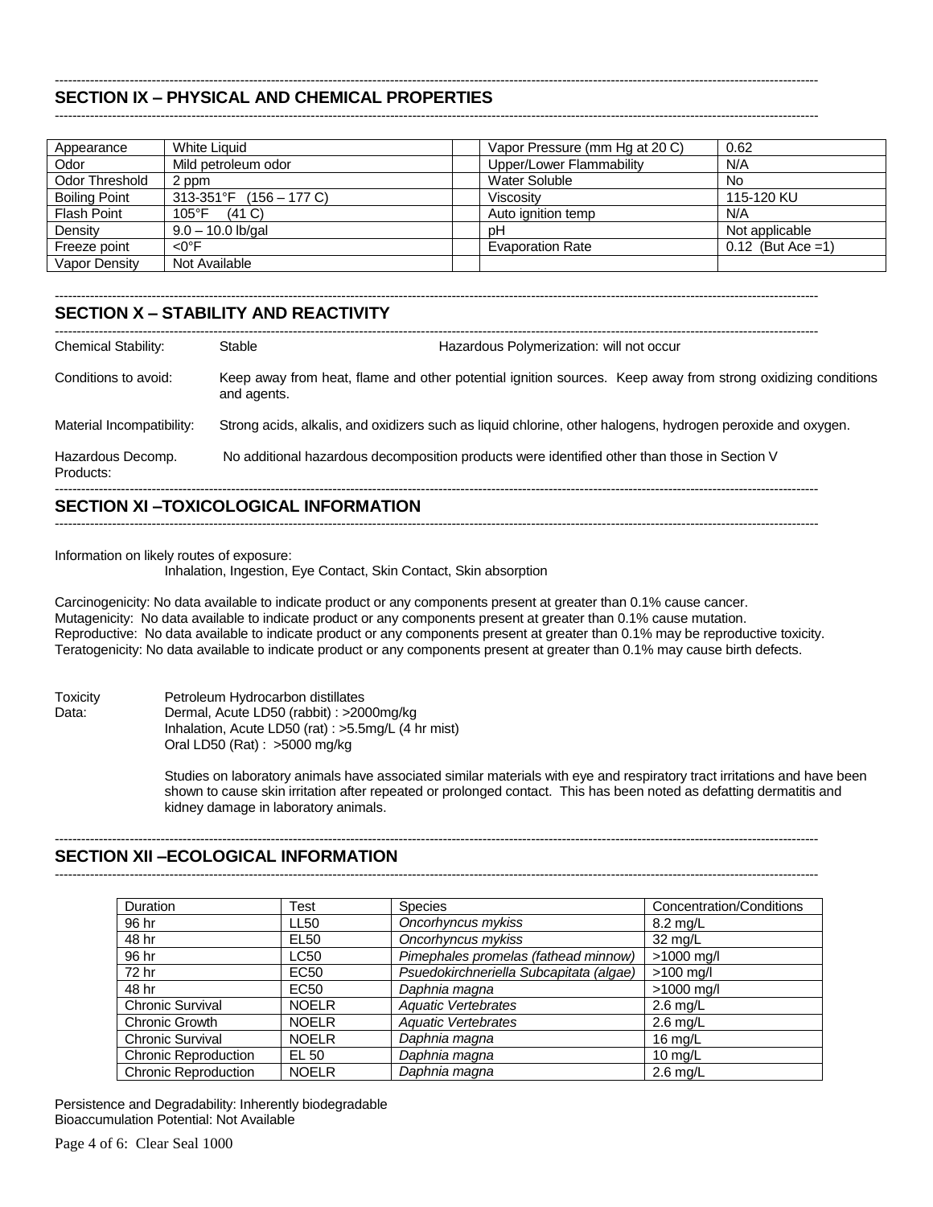## SECTION IX – PHYSICAL AND CHEMICAL PROPERTIES

| Appearance | White Liquid | | Vapor Pressure (mm Hg at 20 C) | 0.62 |
|---|---|---|---|---|
| Odor | Mild petroleum odor | | Upper/Lower Flammability | N/A |
| Odor Threshold | 2 ppm | | Water Soluble | No |
| Boiling Point | 313-351°F (156 – 177 C) | | Viscosity | 115-120 KU |
| Flash Point | 105°F (41 C) | | Auto ignition temp | N/A |
| Density | 9.0 – 10.0 lb/gal | | pH | Not applicable |
| Freeze point | <0°F | | Evaporation Rate | 0.12 (But Ace =1) |
| Vapor Density | Not Available | | | |

## SECTION X – STABILITY AND REACTIVITY

Chemical Stability: Stable — Hazardous Polymerization: will not occur

Conditions to avoid: Keep away from heat, flame and other potential ignition sources. Keep away from strong oxidizing conditions and agents.

Material Incompatibility: Strong acids, alkalis, and oxidizers such as liquid chlorine, other halogens, hydrogen peroxide and oxygen.

Hazardous Decomp. Products: No additional hazardous decomposition products were identified other than those in Section V

## SECTION XI –TOXICOLOGICAL INFORMATION

Information on likely routes of exposure:
Inhalation, Ingestion, Eye Contact, Skin Contact, Skin absorption

Carcinogenicity: No data available to indicate product or any components present at greater than 0.1% cause cancer.
Mutagenicity: No data available to indicate product or any components present at greater than 0.1% cause mutation.
Reproductive: No data available to indicate product or any components present at greater than 0.1% may be reproductive toxicity.
Teratogenicity: No data available to indicate product or any components present at greater than 0.1% may cause birth defects.

Toxicity Data:
Petroleum Hydrocarbon distillates
Dermal, Acute LD50 (rabbit) : >2000mg/kg
Inhalation, Acute LD50 (rat) : >5.5mg/L (4 hr mist)
Oral LD50 (Rat) : >5000 mg/kg

Studies on laboratory animals have associated similar materials with eye and respiratory tract irritations and have been shown to cause skin irritation after repeated or prolonged contact. This has been noted as defatting dermatitis and kidney damage in laboratory animals.

## SECTION XII –ECOLOGICAL INFORMATION

| Duration | Test | Species | Concentration/Conditions |
|---|---|---|---|
| 96 hr | LL50 | *Oncorhyncus mykiss* | 8.2 mg/L |
| 48 hr | EL50 | *Oncorhyncus mykiss* | 32 mg/L |
| 96 hr | LC50 | *Pimephales promelas (fathead minnow)* | >1000 mg/l |
| 72 hr | EC50 | *Psuedokirchneriella Subcapitata (algae)* | >100 mg/l |
| 48 hr | EC50 | *Daphnia magna* | >1000 mg/l |
| Chronic Survival | NOELR | *Aquatic Vertebrates* | 2.6 mg/L |
| Chronic Growth | NOELR | *Aquatic Vertebrates* | 2.6 mg/L |
| Chronic Survival | NOELR | *Daphnia magna* | 16 mg/L |
| Chronic Reproduction | EL 50 | *Daphnia magna* | 10 mg/L |
| Chronic Reproduction | NOELR | *Daphnia magna* | 2.6 mg/L |

Persistence and Degradability: Inherently biodegradable
Bioaccumulation Potential: Not Available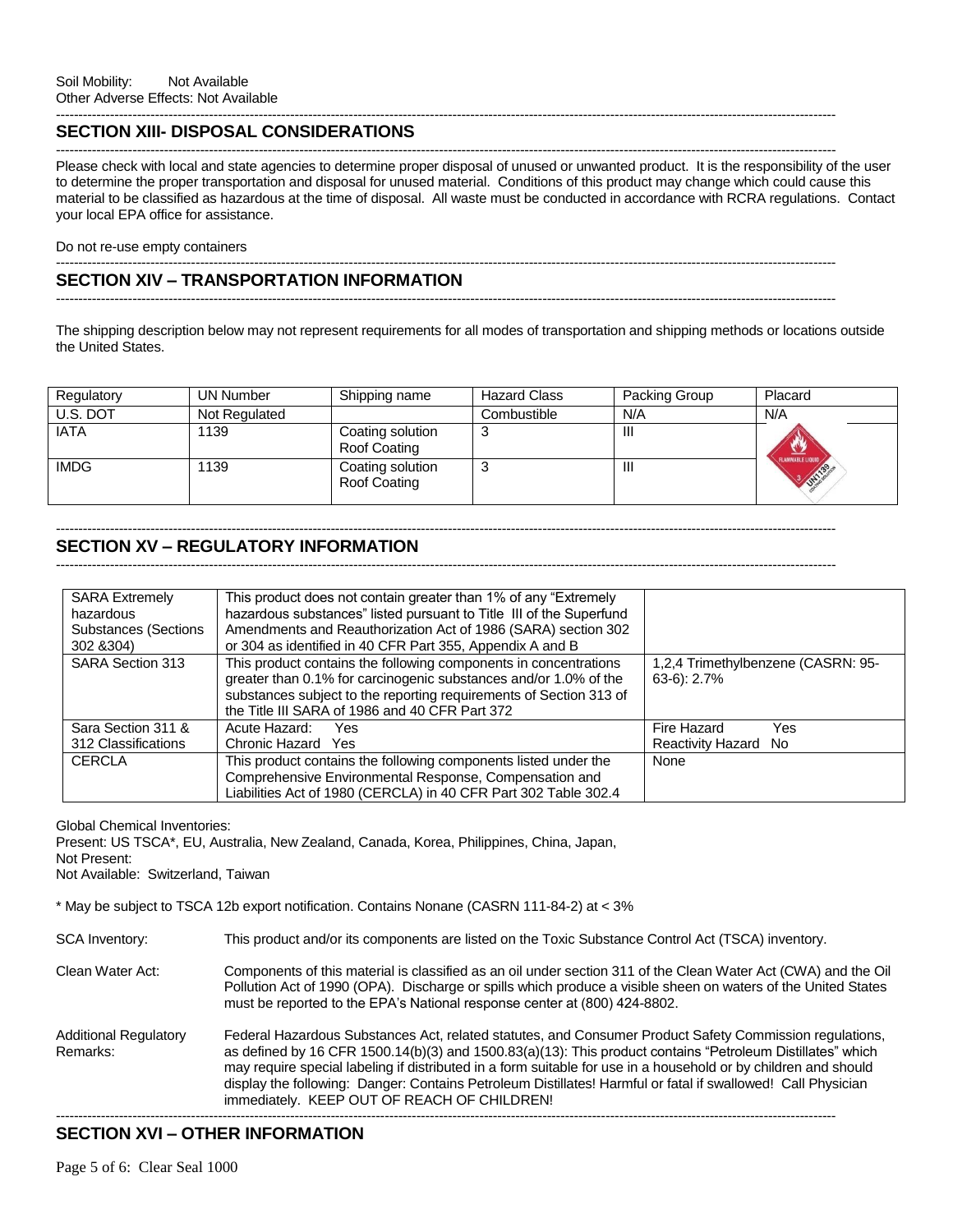Soil Mobility: Not Available
Other Adverse Effects: Not Available

## SECTION XIII- DISPOSAL CONSIDERATIONS

Please check with local and state agencies to determine proper disposal of unused or unwanted product. It is the responsibility of the user to determine the proper transportation and disposal for unused material. Conditions of this product may change which could cause this material to be classified as hazardous at the time of disposal. All waste must be conducted in accordance with RCRA regulations. Contact your local EPA office for assistance.

Do not re-use empty containers

## SECTION XIV – TRANSPORTATION INFORMATION

The shipping description below may not represent requirements for all modes of transportation and shipping methods or locations outside the United States.

| Regulatory | UN Number | Shipping name | Hazard Class | Packing Group | Placard |
|---|---|---|---|---|---|
| U.S. DOT | Not Regulated | | Combustible | N/A | N/A |
| IATA | 1139 | Coating solution Roof Coating | 3 | III | FLAMMABLE LIQUID 3 UN1139 COATING SOLUTION |
| IMDG | 1139 | Coating solution Roof Coating | 3 | III | |

## SECTION XV – REGULATORY INFORMATION

| | | |
|---|---|---|
| SARA Extremely hazardous Substances (Sections 302 &304) | This product does not contain greater than 1% of any "Extremely hazardous substances" listed pursuant to Title III of the Superfund Amendments and Reauthorization Act of 1986 (SARA) section 302 or 304 as identified in 40 CFR Part 355, Appendix A and B | |
| SARA Section 313 | This product contains the following components in concentrations greater than 0.1% for carcinogenic substances and/or 1.0% of the substances subject to the reporting requirements of Section 313 of the Title III SARA of 1986 and 40 CFR Part 372 | 1,2,4 Trimethylbenzene (CASRN: 95-63-6): 2.7% |
| Sara Section 311 & 312 Classifications | Acute Hazard: Yes<br>Chronic Hazard Yes | Fire Hazard Yes<br>Reactivity Hazard No |
| CERCLA | This product contains the following components listed under the Comprehensive Environmental Response, Compensation and Liabilities Act of 1980 (CERCLA) in 40 CFR Part 302 Table 302.4 | None |

Global Chemical Inventories:
Present: US TSCA*, EU, Australia, New Zealand, Canada, Korea, Philippines, China, Japan,
Not Present:
Not Available: Switzerland, Taiwan

* May be subject to TSCA 12b export notification. Contains Nonane (CASRN 111-84-2) at < 3%

SCA Inventory: This product and/or its components are listed on the Toxic Substance Control Act (TSCA) inventory.

Clean Water Act: Components of this material is classified as an oil under section 311 of the Clean Water Act (CWA) and the Oil Pollution Act of 1990 (OPA). Discharge or spills which produce a visible sheen on waters of the United States must be reported to the EPA's National response center at (800) 424-8802.

Additional Regulatory Remarks: Federal Hazardous Substances Act, related statutes, and Consumer Product Safety Commission regulations, as defined by 16 CFR 1500.14(b)(3) and 1500.83(a)(13): This product contains "Petroleum Distillates" which may require special labeling if distributed in a form suitable for use in a household or by children and should display the following: Danger: Contains Petroleum Distillates! Harmful or fatal if swallowed! Call Physician immediately. KEEP OUT OF REACH OF CHILDREN!

## SECTION XVI – OTHER INFORMATION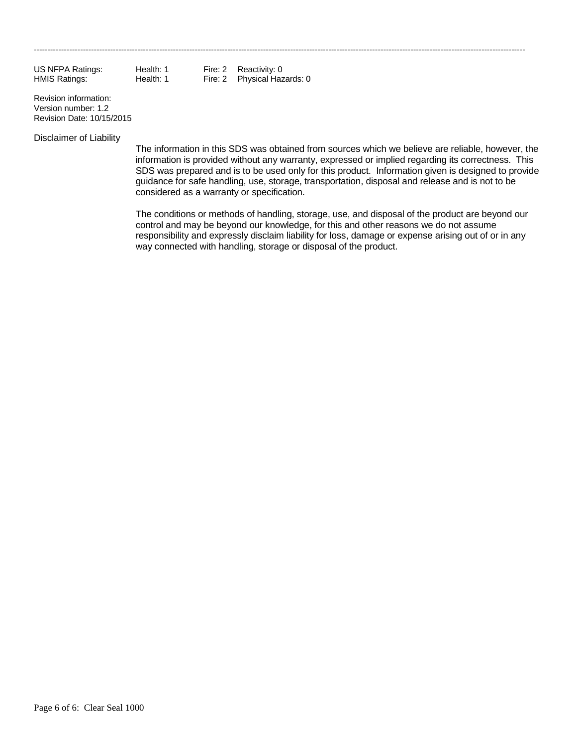---

| | | | |
|---|---|---|---|
| US NFPA Ratings: | Health: 1 | Fire: 2 | Reactivity: 0 |
| HMIS Ratings: | Health: 1 | Fire: 2 | Physical Hazards: 0 |

Revision information:
Version number: 1.2
Revision Date: 10/15/2015

Disclaimer of Liability

The information in this SDS was obtained from sources which we believe are reliable, however, the information is provided without any warranty, expressed or implied regarding its correctness. This SDS was prepared and is to be used only for this product. Information given is designed to provide guidance for safe handling, use, storage, transportation, disposal and release and is not to be considered as a warranty or specification.

The conditions or methods of handling, storage, use, and disposal of the product are beyond our control and may be beyond our knowledge, for this and other reasons we do not assume responsibility and expressly disclaim liability for loss, damage or expense arising out of or in any way connected with handling, storage or disposal of the product.